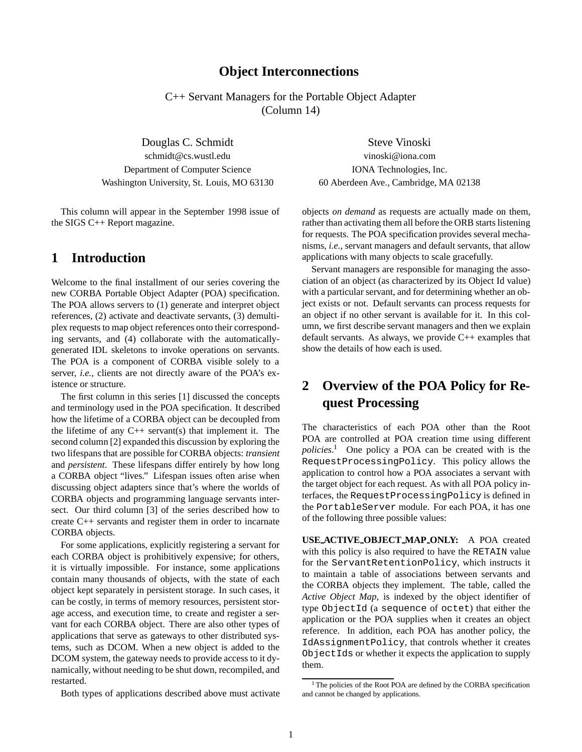# Object Interconnections

C++ Servant Managers for the Portable Object Adapter
(Column 14)

Douglas C. Schmidt
schmidt@cs.wustl.edu
Department of Computer Science
Washington University, St. Louis, MO 63130

Steve Vinoski
vinoski@iona.com
IONA Technologies, Inc.
60 Aberdeen Ave., Cambridge, MA 02138

This column will appear in the September 1998 issue of the SIGS C++ Report magazine.

## 1 Introduction

Welcome to the final installment of our series covering the new CORBA Portable Object Adapter (POA) specification. The POA allows servers to (1) generate and interpret object references, (2) activate and deactivate servants, (3) demultiplex requests to map object references onto their corresponding servants, and (4) collaborate with the automatically-generated IDL skeletons to invoke operations on servants. The POA is a component of CORBA visible solely to a server, *i.e.*, clients are not directly aware of the POA's existence or structure.

The first column in this series [1] discussed the concepts and terminology used in the POA specification. It described how the lifetime of a CORBA object can be decoupled from the lifetime of any C++ servant(s) that implement it. The second column [2] expanded this discussion by exploring the two lifespans that are possible for CORBA objects: *transient* and *persistent*. These lifespans differ entirely by how long a CORBA object "lives." Lifespan issues often arise when discussing object adapters since that's where the worlds of CORBA objects and programming language servants intersect. Our third column [3] of the series described how to create C++ servants and register them in order to incarnate CORBA objects.

For some applications, explicitly registering a servant for each CORBA object is prohibitively expensive; for others, it is virtually impossible. For instance, some applications contain many thousands of objects, with the state of each object kept separately in persistent storage. In such cases, it can be costly, in terms of memory resources, persistent storage access, and execution time, to create and register a servant for each CORBA object. There are also other types of applications that serve as gateways to other distributed systems, such as DCOM. When a new object is added to the DCOM system, the gateway needs to provide access to it dynamically, without needing to be shut down, recompiled, and restarted.

Both types of applications described above must activate objects *on demand* as requests are actually made on them, rather than activating them all before the ORB starts listening for requests. The POA specification provides several mechanisms, *i.e.*, servant managers and default servants, that allow applications with many objects to scale gracefully.

Servant managers are responsible for managing the association of an object (as characterized by its Object Id value) with a particular servant, and for determining whether an object exists or not. Default servants can process requests for an object if no other servant is available for it. In this column, we first describe servant managers and then we explain default servants. As always, we provide C++ examples that show the details of how each is used.

## 2 Overview of the POA Policy for Request Processing

The characteristics of each POA other than the Root POA are controlled at POA creation time using different *policies*.[1] One policy a POA can be created with is the `RequestProcessingPolicy`. This policy allows the application to control how a POA associates a servant with the target object for each request. As with all POA policy interfaces, the `RequestProcessingPolicy` is defined in the `PortableServer` module. For each POA, it has one of the following three possible values:

**USE_ACTIVE_OBJECT_MAP_ONLY:** A POA created with this policy is also required to have the `RETAIN` value for the `ServantRetentionPolicy`, which instructs it to maintain a table of associations between servants and the CORBA objects they implement. The table, called the *Active Object Map*, is indexed by the object identifier of type `ObjectId` (a `sequence` of `octet`) that either the application or the POA supplies when it creates an object reference. In addition, each POA has another policy, the `IdAssignmentPolicy`, that controls whether it creates `ObjectIds` or whether it expects the application to supply them.

[1] The policies of the Root POA are defined by the CORBA specification and cannot be changed by applications.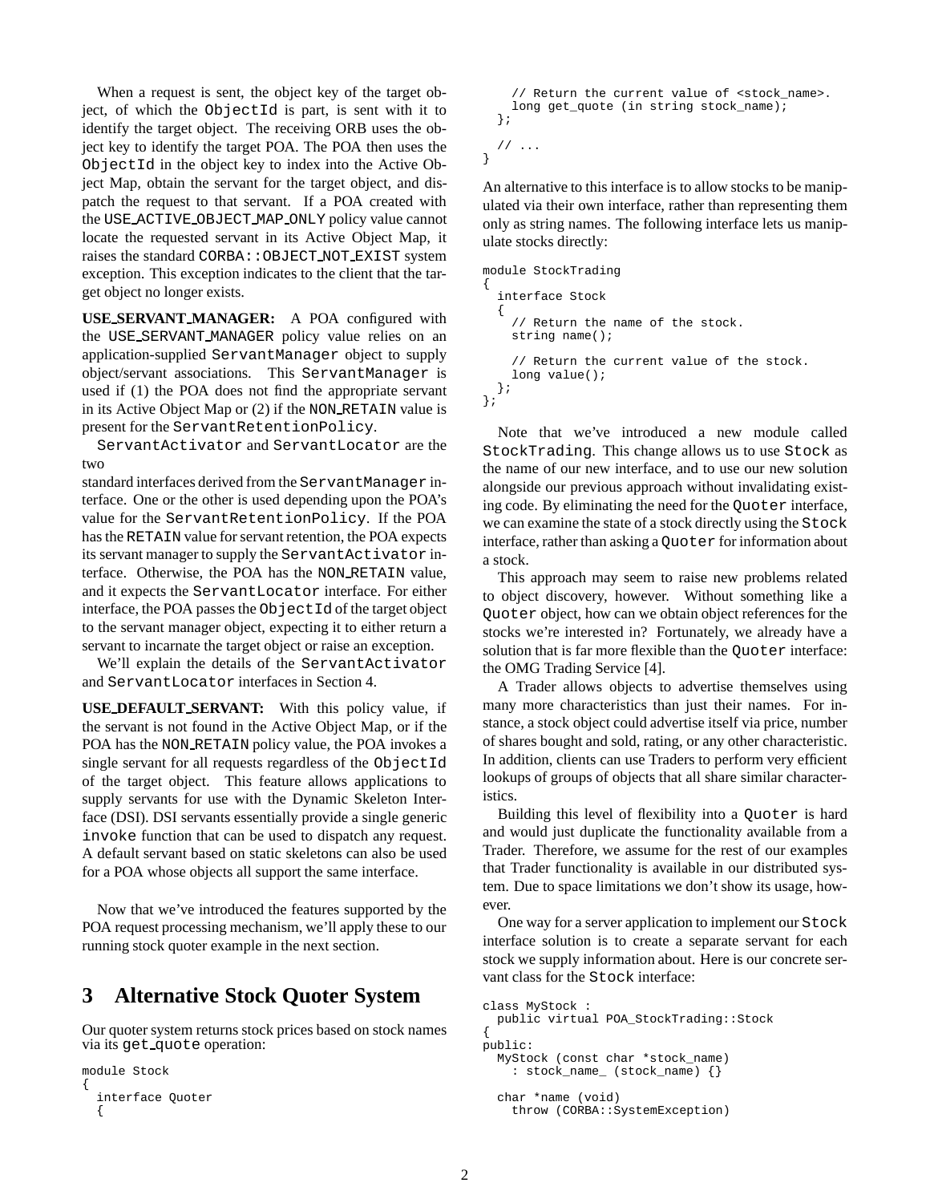When a request is sent, the object key of the target object, of which the ObjectId is part, is sent with it to identify the target object. The receiving ORB uses the object key to identify the target POA. The POA then uses the ObjectId in the object key to index into the Active Object Map, obtain the servant for the target object, and dispatch the request to that servant. If a POA created with the USE_ACTIVE_OBJECT_MAP_ONLY policy value cannot locate the requested servant in its Active Object Map, it raises the standard CORBA::OBJECT_NOT_EXIST system exception. This exception indicates to the client that the target object no longer exists.

**USE_SERVANT_MANAGER:** A POA configured with the USE_SERVANT_MANAGER policy value relies on an application-supplied ServantManager object to supply object/servant associations. This ServantManager is used if (1) the POA does not find the appropriate servant in its Active Object Map or (2) if the NON_RETAIN value is present for the ServantRetentionPolicy.

ServantActivator and ServantLocator are the two standard interfaces derived from the ServantManager interface. One or the other is used depending upon the POA's value for the ServantRetentionPolicy. If the POA has the RETAIN value for servant retention, the POA expects its servant manager to supply the ServantActivator interface. Otherwise, the POA has the NON_RETAIN value, and it expects the ServantLocator interface. For either interface, the POA passes the ObjectId of the target object to the servant manager object, expecting it to either return a servant to incarnate the target object or raise an exception.

We'll explain the details of the ServantActivator and ServantLocator interfaces in Section 4.

**USE_DEFAULT_SERVANT:** With this policy value, if the servant is not found in the Active Object Map, or if the POA has the NON_RETAIN policy value, the POA invokes a single servant for all requests regardless of the ObjectId of the target object. This feature allows applications to supply servants for use with the Dynamic Skeleton Interface (DSI). DSI servants essentially provide a single generic invoke function that can be used to dispatch any request. A default servant based on static skeletons can also be used for a POA whose objects all support the same interface.

Now that we've introduced the features supported by the POA request processing mechanism, we'll apply these to our running stock quoter example in the next section.

# 3 Alternative Stock Quoter System

Our quoter system returns stock prices based on stock names via its get_quote operation:

```
module Stock
{
  interface Quoter
  {
    // Return the current value of <stock_name>.
    long get_quote (in string stock_name);
  };

  // ...
}
```

An alternative to this interface is to allow stocks to be manipulated via their own interface, rather than representing them only as string names. The following interface lets us manipulate stocks directly:

```
module StockTrading
{
  interface Stock
  {
    // Return the name of the stock.
    string name();

    // Return the current value of the stock.
    long value();
  };
};
```

Note that we've introduced a new module called StockTrading. This change allows us to use Stock as the name of our new interface, and to use our new solution alongside our previous approach without invalidating existing code. By eliminating the need for the Quoter interface, we can examine the state of a stock directly using the Stock interface, rather than asking a Quoter for information about a stock.

This approach may seem to raise new problems related to object discovery, however. Without something like a Quoter object, how can we obtain object references for the stocks we're interested in? Fortunately, we already have a solution that is far more flexible than the Quoter interface: the OMG Trading Service [4].

A Trader allows objects to advertise themselves using many more characteristics than just their names. For instance, a stock object could advertise itself via price, number of shares bought and sold, rating, or any other characteristic. In addition, clients can use Traders to perform very efficient lookups of groups of objects that all share similar characteristics.

Building this level of flexibility into a Quoter is hard and would just duplicate the functionality available from a Trader. Therefore, we assume for the rest of our examples that Trader functionality is available in our distributed system. Due to space limitations we don't show its usage, however.

One way for a server application to implement our Stock interface solution is to create a separate servant for each stock we supply information about. Here is our concrete servant class for the Stock interface:

```
class MyStock :
  public virtual POA_StockTrading::Stock
{
public:
  MyStock (const char *stock_name)
    : stock_name_ (stock_name) {}

  char *name (void)
    throw (CORBA::SystemException)
```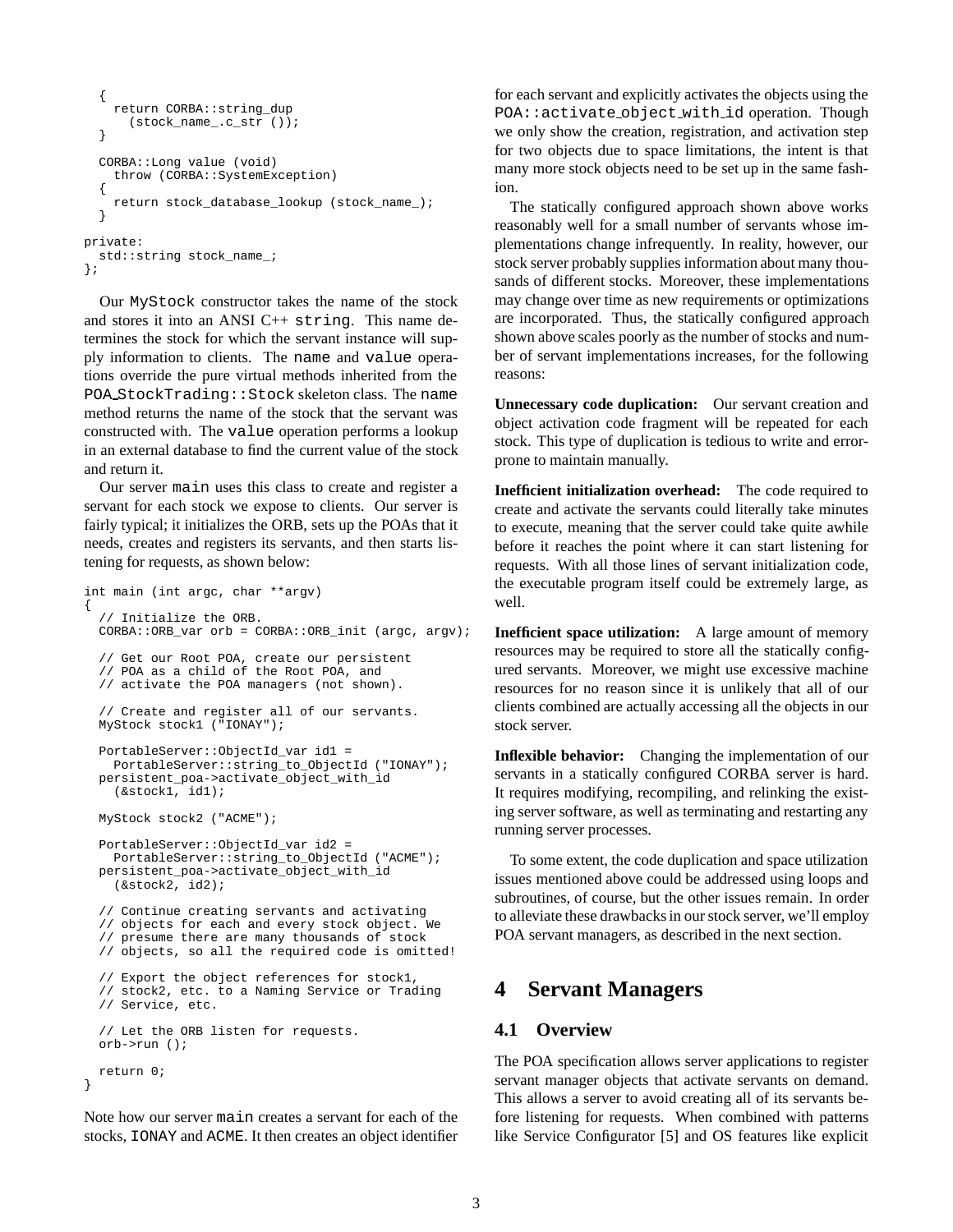```
  {
    return CORBA::string_dup
      (stock_name_.c_str ());
  }

  CORBA::Long value (void)
    throw (CORBA::SystemException)
  {
    return stock_database_lookup (stock_name_);
  }

private:
  std::string stock_name_;
};
```

Our `MyStock` constructor takes the name of the stock and stores it into an ANSI C++ `string`. This name determines the stock for which the servant instance will supply information to clients. The `name` and `value` operations override the pure virtual methods inherited from the `POA_StockTrading::Stock` skeleton class. The `name` method returns the name of the stock that the servant was constructed with. The `value` operation performs a lookup in an external database to find the current value of the stock and return it.

Our server `main` uses this class to create and register a servant for each stock we expose to clients. Our server is fairly typical; it initializes the ORB, sets up the POAs that it needs, creates and registers its servants, and then starts listening for requests, as shown below:

```
int main (int argc, char **argv)
{
  // Initialize the ORB.
  CORBA::ORB_var orb = CORBA::ORB_init (argc, argv);

  // Get our Root POA, create our persistent
  // POA as a child of the Root POA, and
  // activate the POA managers (not shown).

  // Create and register all of our servants.
  MyStock stock1 ("IONAY");

  PortableServer::ObjectId_var id1 =
    PortableServer::string_to_ObjectId ("IONAY");
  persistent_poa->activate_object_with_id
    (&stock1, id1);

  MyStock stock2 ("ACME");

  PortableServer::ObjectId_var id2 =
    PortableServer::string_to_ObjectId ("ACME");
  persistent_poa->activate_object_with_id
    (&stock2, id2);

  // Continue creating servants and activating
  // objects for each and every stock object. We
  // presume there are many thousands of stock
  // objects, so all the required code is omitted!

  // Export the object references for stock1,
  // stock2, etc. to a Naming Service or Trading
  // Service, etc.

  // Let the ORB listen for requests.
  orb->run ();

  return 0;
}
```

Note how our server `main` creates a servant for each of the stocks, `IONAY` and `ACME`. It then creates an object identifier for each servant and explicitly activates the objects using the `POA::activate_object_with_id` operation. Though we only show the creation, registration, and activation step for two objects due to space limitations, the intent is that many more stock objects need to be set up in the same fashion.

The statically configured approach shown above works reasonably well for a small number of servants whose implementations change infrequently. In reality, however, our stock server probably supplies information about many thousands of different stocks. Moreover, these implementations may change over time as new requirements or optimizations are incorporated. Thus, the statically configured approach shown above scales poorly as the number of stocks and number of servant implementations increases, for the following reasons:

**Unnecessary code duplication:** Our servant creation and object activation code fragment will be repeated for each stock. This type of duplication is tedious to write and error-prone to maintain manually.

**Inefficient initialization overhead:** The code required to create and activate the servants could literally take minutes to execute, meaning that the server could take quite awhile before it reaches the point where it can start listening for requests. With all those lines of servant initialization code, the executable program itself could be extremely large, as well.

**Inefficient space utilization:** A large amount of memory resources may be required to store all the statically configured servants. Moreover, we might use excessive machine resources for no reason since it is unlikely that all of our clients combined are actually accessing all the objects in our stock server.

**Inflexible behavior:** Changing the implementation of our servants in a statically configured CORBA server is hard. It requires modifying, recompiling, and relinking the existing server software, as well as terminating and restarting any running server processes.

To some extent, the code duplication and space utilization issues mentioned above could be addressed using loops and subroutines, of course, but the other issues remain. In order to alleviate these drawbacks in our stock server, we'll employ POA servant managers, as described in the next section.

# 4 Servant Managers

## 4.1 Overview

The POA specification allows server applications to register servant manager objects that activate servants on demand. This allows a server to avoid creating all of its servants before listening for requests. When combined with patterns like Service Configurator [5] and OS features like explicit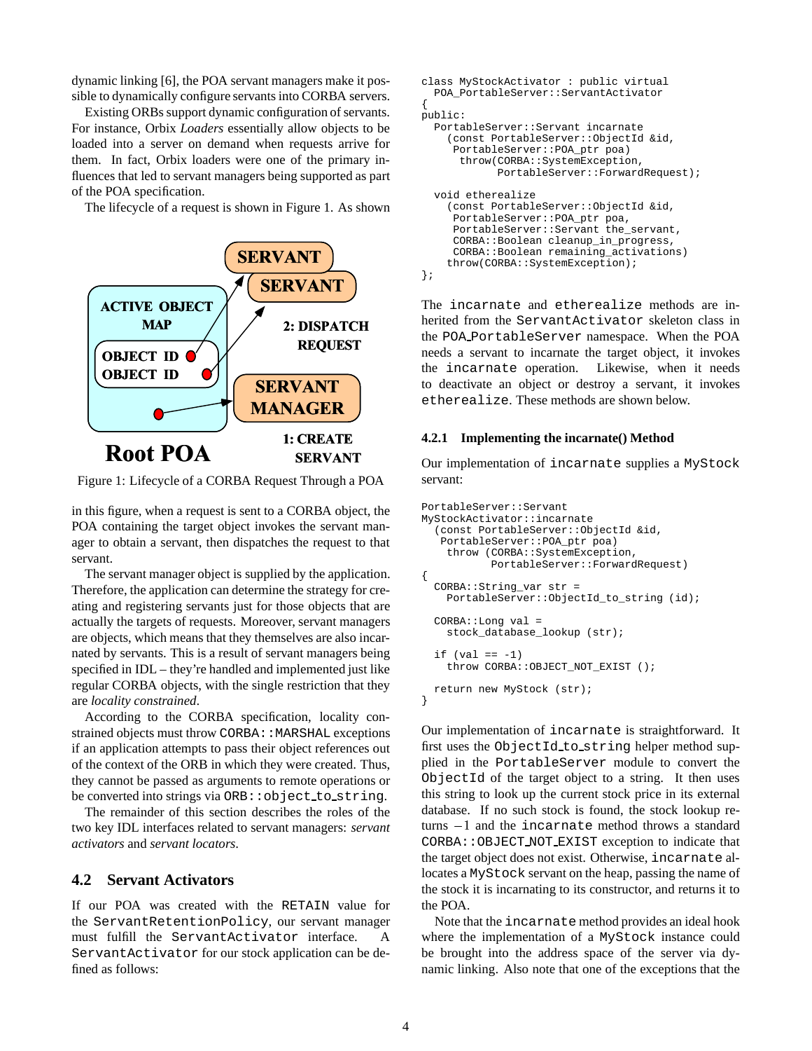dynamic linking [6], the POA servant managers make it possible to dynamically configure servants into CORBA servers.

Existing ORBs support dynamic configuration of servants. For instance, Orbix *Loaders* essentially allow objects to be loaded into a server on demand when requests arrive for them. In fact, Orbix loaders were one of the primary influences that led to servant managers being supported as part of the POA specification.

The lifecycle of a request is shown in Figure 1. As shown in this figure, when a request is sent to a CORBA object, the POA containing the target object invokes the servant manager to obtain a servant, then dispatches the request to that servant.

Figure 1: Lifecycle of a CORBA Request Through a POA

The servant manager object is supplied by the application. Therefore, the application can determine the strategy for creating and registering servants just for those objects that are actually the targets of requests. Moreover, servant managers are objects, which means that they themselves are also incarnated by servants. This is a result of servant managers being specified in IDL – they're handled and implemented just like regular CORBA objects, with the single restriction that they are *locality constrained*.

According to the CORBA specification, locality constrained objects must throw `CORBA::MARSHAL` exceptions if an application attempts to pass their object references out of the context of the ORB in which they were created. Thus, they cannot be passed as arguments to remote operations or be converted into strings via `ORB::object_to_string`.

The remainder of this section describes the roles of the two key IDL interfaces related to servant managers: *servant activators* and *servant locators*.

## 4.2 Servant Activators

If our POA was created with the `RETAIN` value for the `ServantRetentionPolicy`, our servant manager must fulfill the `ServantActivator` interface. A `ServantActivator` for our stock application can be defined as follows:

```
class MyStockActivator : public virtual
  POA_PortableServer::ServantActivator
{
public:
  PortableServer::Servant incarnate
    (const PortableServer::ObjectId &id,
     PortableServer::POA_ptr poa)
      throw(CORBA::SystemException,
            PortableServer::ForwardRequest);

  void etherealize
    (const PortableServer::ObjectId &id,
     PortableServer::POA_ptr poa,
     PortableServer::Servant the_servant,
     CORBA::Boolean cleanup_in_progress,
     CORBA::Boolean remaining_activations)
    throw(CORBA::SystemException);
};
```

The `incarnate` and `etherealize` methods are inherited from the `ServantActivator` skeleton class in the `POA_PortableServer` namespace. When the POA needs a servant to incarnate the target object, it invokes the `incarnate` operation. Likewise, when it needs to deactivate an object or destroy a servant, it invokes `etherealize`. These methods are shown below.

### 4.2.1 Implementing the incarnate() Method

Our implementation of `incarnate` supplies a `MyStock` servant:

```
PortableServer::Servant
MyStockActivator::incarnate
  (const PortableServer::ObjectId &id,
   PortableServer::POA_ptr poa)
    throw (CORBA::SystemException,
           PortableServer::ForwardRequest)
{
  CORBA::String_var str =
    PortableServer::ObjectId_to_string (id);

  CORBA::Long val =
    stock_database_lookup (str);

  if (val == -1)
    throw CORBA::OBJECT_NOT_EXIST ();

  return new MyStock (str);
}
```

Our implementation of `incarnate` is straightforward. It first uses the `ObjectId_to_string` helper method supplied in the `PortableServer` module to convert the `ObjectId` of the target object to a string. It then uses this string to look up the current stock price in its external database. If no such stock is found, the stock lookup returns $-1$ and the `incarnate` method throws a standard `CORBA::OBJECT_NOT_EXIST` exception to indicate that the target object does not exist. Otherwise, `incarnate` allocates a `MyStock` servant on the heap, passing the name of the stock it is incarnating to its constructor, and returns it to the POA.

Note that the `incarnate` method provides an ideal hook where the implementation of a `MyStock` instance could be brought into the address space of the server via dynamic linking. Also note that one of the exceptions that the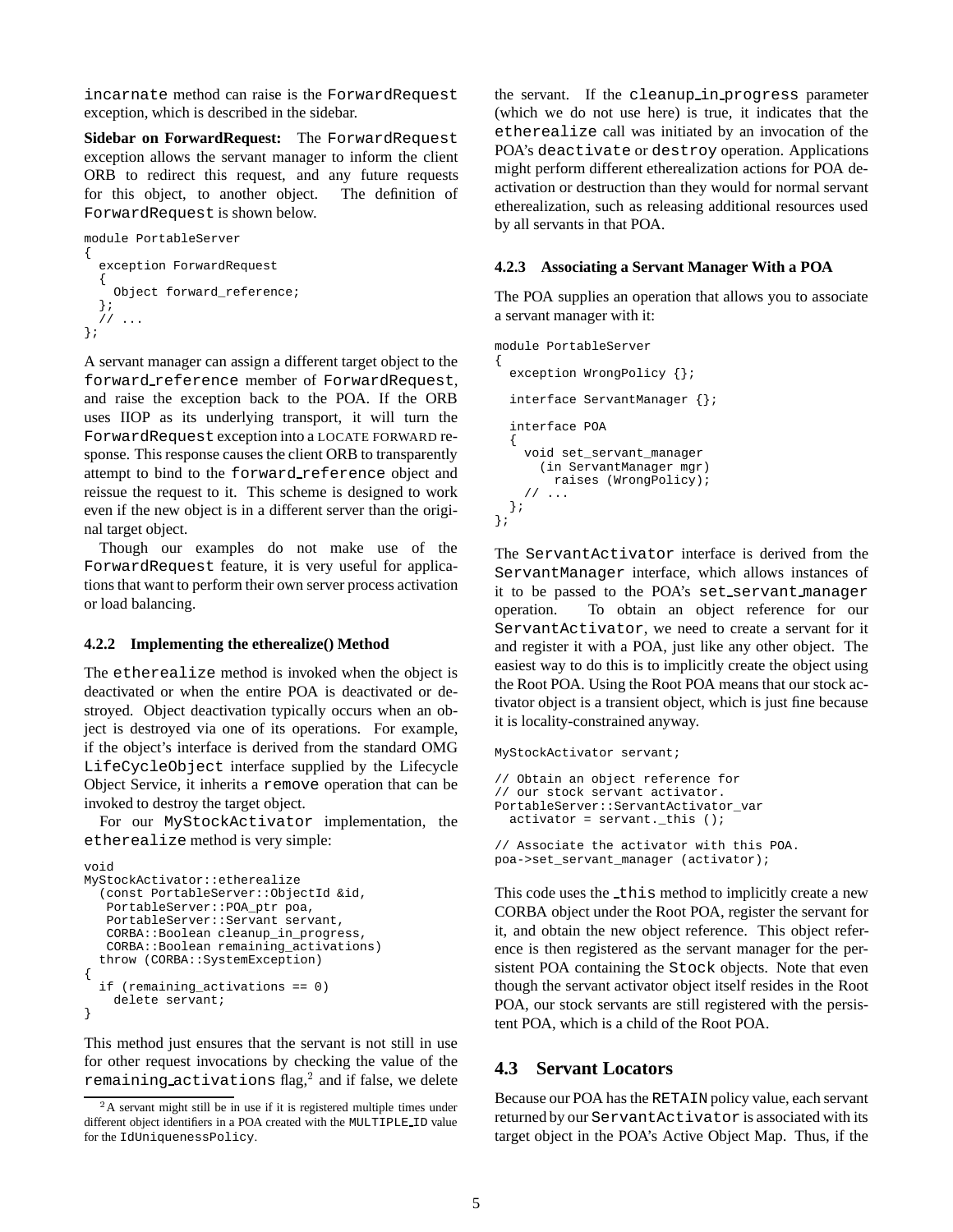incarnate method can raise is the ForwardRequest exception, which is described in the sidebar.

**Sidebar on ForwardRequest:** The ForwardRequest exception allows the servant manager to inform the client ORB to redirect this request, and any future requests for this object, to another object. The definition of ForwardRequest is shown below.

```
module PortableServer
{
  exception ForwardRequest
  {
    Object forward_reference;
  };
  // ...
};
```

A servant manager can assign a different target object to the forward_reference member of ForwardRequest, and raise the exception back to the POA. If the ORB uses IIOP as its underlying transport, it will turn the ForwardRequest exception into a LOCATE FORWARD response. This response causes the client ORB to transparently attempt to bind to the forward_reference object and reissue the request to it. This scheme is designed to work even if the new object is in a different server than the original target object.

Though our examples do not make use of the ForwardRequest feature, it is very useful for applications that want to perform their own server process activation or load balancing.

### 4.2.2 Implementing the etherealize() Method

The etherealize method is invoked when the object is deactivated or when the entire POA is deactivated or destroyed. Object deactivation typically occurs when an object is destroyed via one of its operations. For example, if the object's interface is derived from the standard OMG LifeCycleObject interface supplied by the Lifecycle Object Service, it inherits a remove operation that can be invoked to destroy the target object.

For our MyStockActivator implementation, the etherealize method is very simple:

```
void
MyStockActivator::etherealize
  (const PortableServer::ObjectId &id,
   PortableServer::POA_ptr poa,
   PortableServer::Servant servant,
   CORBA::Boolean cleanup_in_progress,
   CORBA::Boolean remaining_activations)
  throw (CORBA::SystemException)
{
  if (remaining_activations == 0)
    delete servant;
}
```

This method just ensures that the servant is not still in use for other request invocations by checking the value of the remaining_activations flag,[2] and if false, we delete the servant. If the cleanup_in_progress parameter (which we do not use here) is true, it indicates that the etherealize call was initiated by an invocation of the POA's deactivate or destroy operation. Applications might perform different etherealization actions for POA deactivation or destruction than they would for normal servant etherealization, such as releasing additional resources used by all servants in that POA.

[2] A servant might still be in use if it is registered multiple times under different object identifiers in a POA created with the MULTIPLE_ID value for the IdUniquenessPolicy.

### 4.2.3 Associating a Servant Manager With a POA

The POA supplies an operation that allows you to associate a servant manager with it:

```
module PortableServer
{
  exception WrongPolicy {};

  interface ServantManager {};

  interface POA
  {
    void set_servant_manager
      (in ServantManager mgr)
        raises (WrongPolicy);
    // ...
  };
};
```

The ServantActivator interface is derived from the ServantManager interface, which allows instances of it to be passed to the POA's set_servant_manager operation. To obtain an object reference for our ServantActivator, we need to create a servant for it and register it with a POA, just like any other object. The easiest way to do this is to implicitly create the object using the Root POA. Using the Root POA means that our stock activator object is a transient object, which is just fine because it is locality-constrained anyway.

```
MyStockActivator servant;

// Obtain an object reference for
// our stock servant activator.
PortableServer::ServantActivator_var
  activator = servant._this ();

// Associate the activator with this POA.
poa->set_servant_manager (activator);
```

This code uses the _this method to implicitly create a new CORBA object under the Root POA, register the servant for it, and obtain the new object reference. This object reference is then registered as the servant manager for the persistent POA containing the Stock objects. Note that even though the servant activator object itself resides in the Root POA, our stock servants are still registered with the persistent POA, which is a child of the Root POA.

## 4.3 Servant Locators

Because our POA has the RETAIN policy value, each servant returned by our ServantActivator is associated with its target object in the POA's Active Object Map. Thus, if the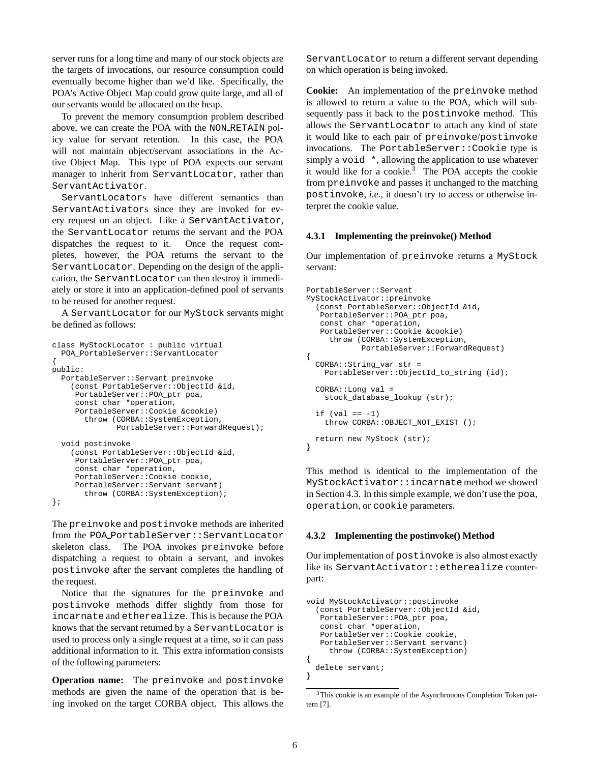server runs for a long time and many of our stock objects are the targets of invocations, our resource consumption could eventually become higher than we'd like. Specifically, the POA's Active Object Map could grow quite large, and all of our servants would be allocated on the heap.

To prevent the memory consumption problem described above, we can create the POA with the `NON_RETAIN` policy value for servant retention. In this case, the POA will not maintain object/servant associations in the Active Object Map. This type of POA expects our servant manager to inherit from `ServantLocator`, rather than `ServantActivator`.

`ServantLocator`s have different semantics than `ServantActivator`s since they are invoked for every request on an object. Like a `ServantActivator`, the `ServantLocator` returns the servant and the POA dispatches the request to it. Once the request completes, however, the POA returns the servant to the `ServantLocator`. Depending on the design of the application, the `ServantLocator` can then destroy it immediately or store it into an application-defined pool of servants to be reused for another request.

A `ServantLocator` for our `MyStock` servants might be defined as follows:

```
class MyStockLocator : public virtual
  POA_PortableServer::ServantLocator
{
public:
  PortableServer::Servant preinvoke
    (const PortableServer::ObjectId &id,
     PortableServer::POA_ptr poa,
     const char *operation,
     PortableServer::Cookie &cookie)
       throw (CORBA::SystemException,
              PortableServer::ForwardRequest);

  void postinvoke
    (const PortableServer::ObjectId &id,
     PortableServer::POA_ptr poa,
     const char *operation,
     PortableServer::Cookie cookie,
     PortableServer::Servant servant)
       throw (CORBA::SystemException);
};
```

The `preinvoke` and `postinvoke` methods are inherited from the `POA_PortableServer::ServantLocator` skeleton class. The POA invokes `preinvoke` before dispatching a request to obtain a servant, and invokes `postinvoke` after the servant completes the handling of the request.

Notice that the signatures for the `preinvoke` and `postinvoke` methods differ slightly from those for `incarnate` and `etherealize`. This is because the POA knows that the servant returned by a `ServantLocator` is used to process only a single request at a time, so it can pass additional information to it. This extra information consists of the following parameters:

**Operation name:** The `preinvoke` and `postinvoke` methods are given the name of the operation that is being invoked on the target CORBA object. This allows the `ServantLocator` to return a different servant depending on which operation is being invoked.

**Cookie:** An implementation of the `preinvoke` method is allowed to return a value to the POA, which will subsequently pass it back to the `postinvoke` method. This allows the `ServantLocator` to attach any kind of state it would like to each pair of `preinvoke`/`postinvoke` invocations. The `PortableServer::Cookie` type is simply a `void *`, allowing the application to use whatever it would like for a cookie.[3] The POA accepts the cookie from `preinvoke` and passes it unchanged to the matching `postinvoke`, *i.e.*, it doesn't try to access or otherwise interpret the cookie value.

### 4.3.1 Implementing the preinvoke() Method

Our implementation of `preinvoke` returns a `MyStock` servant:

```
PortableServer::Servant
MyStockActivator::preinvoke
  (const PortableServer::ObjectId &id,
   PortableServer::POA_ptr poa,
   const char *operation,
   PortableServer::Cookie &cookie)
     throw (CORBA::SystemException,
            PortableServer::ForwardRequest)
{
  CORBA::String_var str =
    PortableServer::ObjectId_to_string (id);

  CORBA::Long val =
    stock_database_lookup (str);

  if (val == -1)
    throw CORBA::OBJECT_NOT_EXIST ();

  return new MyStock (str);
}
```

This method is identical to the implementation of the `MyStockActivator::incarnate` method we showed in Section 4.3. In this simple example, we don't use the `poa`, `operation`, or `cookie` parameters.

### 4.3.2 Implementing the postinvoke() Method

Our implementation of `postinvoke` is also almost exactly like its `ServantActivator::etherealize` counterpart:

```
void MyStockActivator::postinvoke
  (const PortableServer::ObjectId &id,
   PortableServer::POA_ptr poa,
   const char *operation,
   PortableServer::Cookie cookie,
   PortableServer::Servant servant)
     throw (CORBA::SystemException)
{
  delete servant;
}
```

[3] This cookie is an example of the Asynchronous Completion Token pattern [7].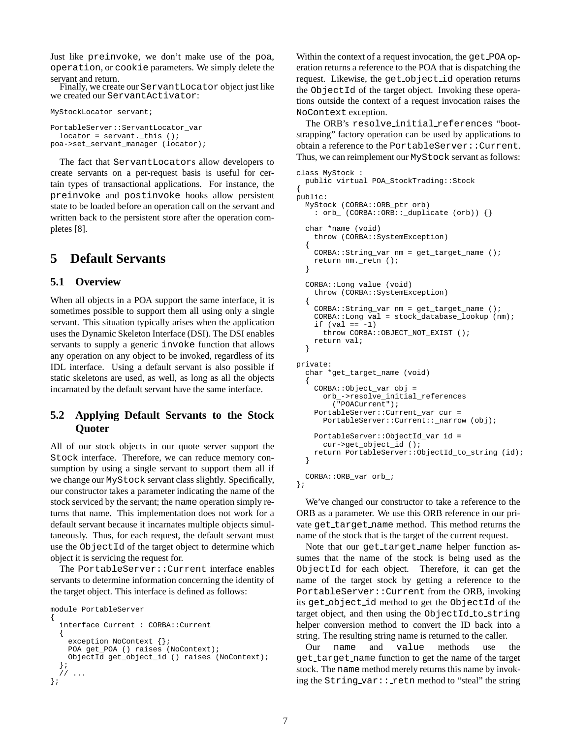Just like preinvoke, we don't make use of the poa, operation, or cookie parameters. We simply delete the servant and return.

Finally, we create our ServantLocator object just like we created our ServantActivator:

```
MyStockLocator servant;

PortableServer::ServantLocator_var
  locator = servant._this ();
poa->set_servant_manager (locator);
```

The fact that ServantLocators allow developers to create servants on a per-request basis is useful for certain types of transactional applications. For instance, the preinvoke and postinvoke hooks allow persistent state to be loaded before an operation call on the servant and written back to the persistent store after the operation completes [8].

# 5 Default Servants

## 5.1 Overview

When all objects in a POA support the same interface, it is sometimes possible to support them all using only a single servant. This situation typically arises when the application uses the Dynamic Skeleton Interface (DSI). The DSI enables servants to supply a generic invoke function that allows any operation on any object to be invoked, regardless of its IDL interface. Using a default servant is also possible if static skeletons are used, as well, as long as all the objects incarnated by the default servant have the same interface.

## 5.2 Applying Default Servants to the Stock Quoter

All of our stock objects in our quote server support the Stock interface. Therefore, we can reduce memory consumption by using a single servant to support them all if we change our MyStock servant class slightly. Specifically, our constructor takes a parameter indicating the name of the stock serviced by the servant; the name operation simply returns that name. This implementation does not work for a default servant because it incarnates multiple objects simultaneously. Thus, for each request, the default servant must use the ObjectId of the target object to determine which object it is servicing the request for.

The PortableServer::Current interface enables servants to determine information concerning the identity of the target object. This interface is defined as follows:

```
module PortableServer
{
  interface Current : CORBA::Current
  {
    exception NoContext {};
    POA get_POA () raises (NoContext);
    ObjectId get_object_id () raises (NoContext);
  };
  // ...
};
```

Within the context of a request invocation, the get_POA operation returns a reference to the POA that is dispatching the request. Likewise, the get_object_id operation returns the ObjectId of the target object. Invoking these operations outside the context of a request invocation raises the NoContext exception.

The ORB's resolve_initial_references "bootstrapping" factory operation can be used by applications to obtain a reference to the PortableServer::Current. Thus, we can reimplement our MyStock servant as follows:

```
class MyStock :
  public virtual POA_StockTrading::Stock
{
public:
  MyStock (CORBA::ORB_ptr orb)
    : orb_ (CORBA::ORB::_duplicate (orb)) {}

  char *name (void)
    throw (CORBA::SystemException)
  {
    CORBA::String_var nm = get_target_name ();
    return nm._retn ();
  }

  CORBA::Long value (void)
    throw (CORBA::SystemException)
  {
    CORBA::String_var nm = get_target_name ();
    CORBA::Long val = stock_database_lookup (nm);
    if (val == -1)
      throw CORBA::OBJECT_NOT_EXIST ();
    return val;
  }

private:
  char *get_target_name (void)
  {
    CORBA::Object_var obj =
      orb_->resolve_initial_references
        ("POACurrent");
    PortableServer::Current_var cur =
      PortableServer::Current::_narrow (obj);

    PortableServer::ObjectId_var id =
      cur->get_object_id ();
    return PortableServer::ObjectId_to_string (id);
  }

  CORBA::ORB_var orb_;
};
```

We've changed our constructor to take a reference to the ORB as a parameter. We use this ORB reference in our private get_target_name method. This method returns the name of the stock that is the target of the current request.

Note that our get_target_name helper function assumes that the name of the stock is being used as the ObjectId for each object. Therefore, it can get the name of the target stock by getting a reference to the PortableServer::Current from the ORB, invoking its get_object_id method to get the ObjectId of the target object, and then using the ObjectId_to_string helper conversion method to convert the ID back into a string. The resulting string name is returned to the caller.

Our name and value methods use the get_target_name function to get the name of the target stock. The name method merely returns this name by invoking the String_var::_retn method to "steal" the string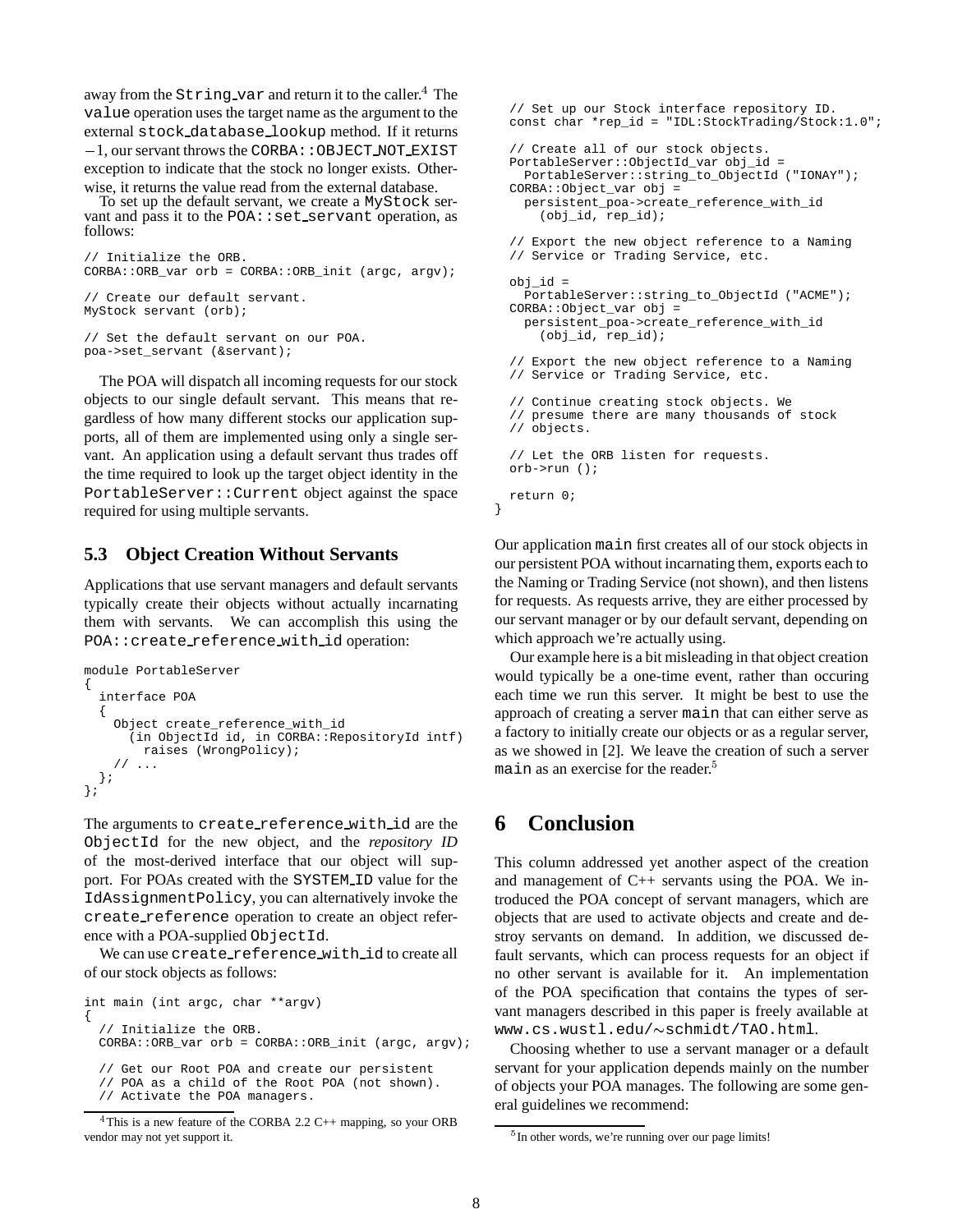away from the `String_var` and return it to the caller.[4] The `value` operation uses the target name as the argument to the external `stock_database_lookup` method. If it returns $-1$, our servant throws the `CORBA::OBJECT_NOT_EXIST` exception to indicate that the stock no longer exists. Otherwise, it returns the value read from the external database.

To set up the default servant, we create a `MyStock` servant and pass it to the `POA::set_servant` operation, as follows:

```
// Initialize the ORB.
CORBA::ORB_var orb = CORBA::ORB_init (argc, argv);

// Create our default servant.
MyStock servant (orb);

// Set the default servant on our POA.
poa->set_servant (&servant);
```

The POA will dispatch all incoming requests for our stock objects to our single default servant. This means that regardless of how many different stocks our application supports, all of them are implemented using only a single servant. An application using a default servant thus trades off the time required to look up the target object identity in the `PortableServer::Current` object against the space required for using multiple servants.

## 5.3 Object Creation Without Servants

Applications that use servant managers and default servants typically create their objects without actually incarnating them with servants. We can accomplish this using the `POA::create_reference_with_id` operation:

```
module PortableServer
{
  interface POA
  {
    Object create_reference_with_id
      (in ObjectId id, in CORBA::RepositoryId intf)
        raises (WrongPolicy);
    // ...
  };
};
```

The arguments to `create_reference_with_id` are the `ObjectId` for the new object, and the *repository ID* of the most-derived interface that our object will support. For POAs created with the `SYSTEM_ID` value for the `IdAssignmentPolicy`, you can alternatively invoke the `create_reference` operation to create an object reference with a POA-supplied `ObjectId`.

We can use `create_reference_with_id` to create all of our stock objects as follows:

```
int main (int argc, char **argv)
{
  // Initialize the ORB.
  CORBA::ORB_var orb = CORBA::ORB_init (argc, argv);

  // Get our Root POA and create our persistent
  // POA as a child of the Root POA (not shown).
  // Activate the POA managers.

  // Set up our Stock interface repository ID.
  const char *rep_id = "IDL:StockTrading/Stock:1.0";

  // Create all of our stock objects.
  PortableServer::ObjectId_var obj_id =
    PortableServer::string_to_ObjectId ("IONAY");
  CORBA::Object_var obj =
    persistent_poa->create_reference_with_id
      (obj_id, rep_id);

  // Export the new object reference to a Naming
  // Service or Trading Service, etc.

  obj_id =
    PortableServer::string_to_ObjectId ("ACME");
  CORBA::Object_var obj =
    persistent_poa->create_reference_with_id
      (obj_id, rep_id);

  // Export the new object reference to a Naming
  // Service or Trading Service, etc.

  // Continue creating stock objects. We
  // presume there are many thousands of stock
  // objects.

  // Let the ORB listen for requests.
  orb->run ();

  return 0;
}
```

Our application `main` first creates all of our stock objects in our persistent POA without incarnating them, exports each to the Naming or Trading Service (not shown), and then listens for requests. As requests arrive, they are either processed by our servant manager or by our default servant, depending on which approach we're actually using.

Our example here is a bit misleading in that object creation would typically be a one-time event, rather than occuring each time we run this server. It might be best to use the approach of creating a server `main` that can either serve as a factory to initially create our objects or as a regular server, as we showed in [2]. We leave the creation of such a server `main` as an exercise for the reader.[5]

# 6 Conclusion

This column addressed yet another aspect of the creation and management of C++ servants using the POA. We introduced the POA concept of servant managers, which are objects that are used to activate objects and create and destroy servants on demand. In addition, we discussed default servants, which can process requests for an object if no other servant is available for it. An implementation of the POA specification that contains the types of servant managers described in this paper is freely available at `www.cs.wustl.edu/~schmidt/TAO.html`.

Choosing whether to use a servant manager or a default servant for your application depends mainly on the number of objects your POA manages. The following are some general guidelines we recommend:

[4] This is a new feature of the CORBA 2.2 C++ mapping, so your ORB vendor may not yet support it.

[5] In other words, we're running over our page limits!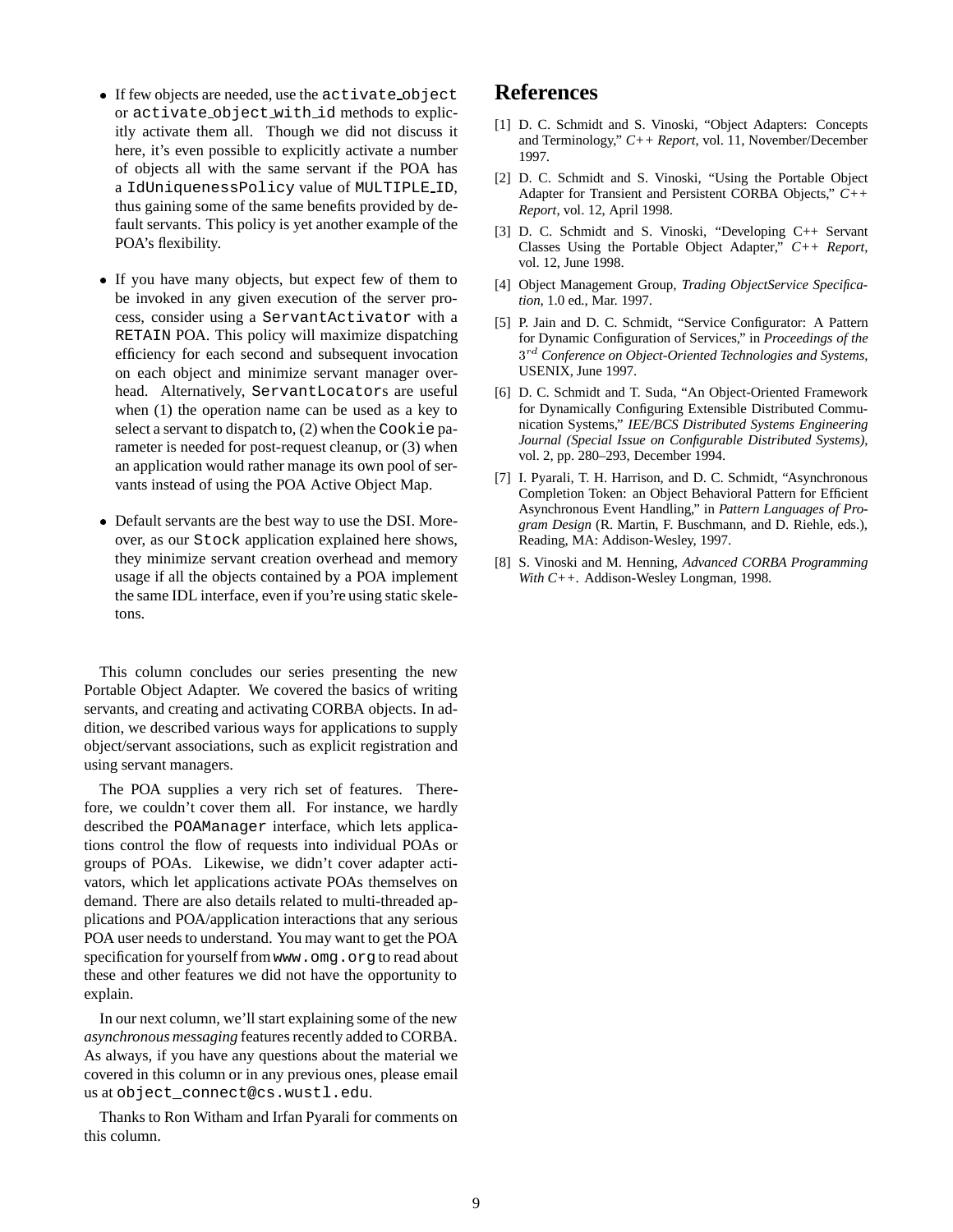- If few objects are needed, use the `activate_object` or `activate_object_with_id` methods to explicitly activate them all. Though we did not discuss it here, it's even possible to explicitly activate a number of objects all with the same servant if the POA has a `IdUniquenessPolicy` value of `MULTIPLE_ID`, thus gaining some of the same benefits provided by default servants. This policy is yet another example of the POA's flexibility.

- If you have many objects, but expect few of them to be invoked in any given execution of the server process, consider using a `ServantActivator` with a `RETAIN` POA. This policy will maximize dispatching efficiency for each second and subsequent invocation on each object and minimize servant manager overhead. Alternatively, `ServantLocator`s are useful when (1) the operation name can be used as a key to select a servant to dispatch to, (2) when the `Cookie` parameter is needed for post-request cleanup, or (3) when an application would rather manage its own pool of servants instead of using the POA Active Object Map.

- Default servants are the best way to use the DSI. Moreover, as our `Stock` application explained here shows, they minimize servant creation overhead and memory usage if all the objects contained by a POA implement the same IDL interface, even if you're using static skeletons.

This column concludes our series presenting the new Portable Object Adapter. We covered the basics of writing servants, and creating and activating CORBA objects. In addition, we described various ways for applications to supply object/servant associations, such as explicit registration and using servant managers.

The POA supplies a very rich set of features. Therefore, we couldn't cover them all. For instance, we hardly described the `POAManager` interface, which lets applications control the flow of requests into individual POAs or groups of POAs. Likewise, we didn't cover adapter activators, which let applications activate POAs themselves on demand. There are also details related to multi-threaded applications and POA/application interactions that any serious POA user needs to understand. You may want to get the POA specification for yourself from `www.omg.org` to read about these and other features we did not have the opportunity to explain.

In our next column, we'll start explaining some of the new *asynchronous messaging* features recently added to CORBA. As always, if you have any questions about the material we covered in this column or in any previous ones, please email us at `object_connect@cs.wustl.edu`.

Thanks to Ron Witham and Irfan Pyarali for comments on this column.

# References

[1] D. C. Schmidt and S. Vinoski, "Object Adapters: Concepts and Terminology," *C++ Report*, vol. 11, November/December 1997.

[2] D. C. Schmidt and S. Vinoski, "Using the Portable Object Adapter for Transient and Persistent CORBA Objects," *C++ Report*, vol. 12, April 1998.

[3] D. C. Schmidt and S. Vinoski, "Developing C++ Servant Classes Using the Portable Object Adapter," *C++ Report*, vol. 12, June 1998.

[4] Object Management Group, *Trading ObjectService Specification*, 1.0 ed., Mar. 1997.

[5] P. Jain and D. C. Schmidt, "Service Configurator: A Pattern for Dynamic Configuration of Services," in *Proceedings of the 3rd Conference on Object-Oriented Technologies and Systems*, USENIX, June 1997.

[6] D. C. Schmidt and T. Suda, "An Object-Oriented Framework for Dynamically Configuring Extensible Distributed Communication Systems," *IEE/BCS Distributed Systems Engineering Journal (Special Issue on Configurable Distributed Systems)*, vol. 2, pp. 280–293, December 1994.

[7] I. Pyarali, T. H. Harrison, and D. C. Schmidt, "Asynchronous Completion Token: an Object Behavioral Pattern for Efficient Asynchronous Event Handling," in *Pattern Languages of Program Design* (R. Martin, F. Buschmann, and D. Riehle, eds.), Reading, MA: Addison-Wesley, 1997.

[8] S. Vinoski and M. Henning, *Advanced CORBA Programming With C++*. Addison-Wesley Longman, 1998.